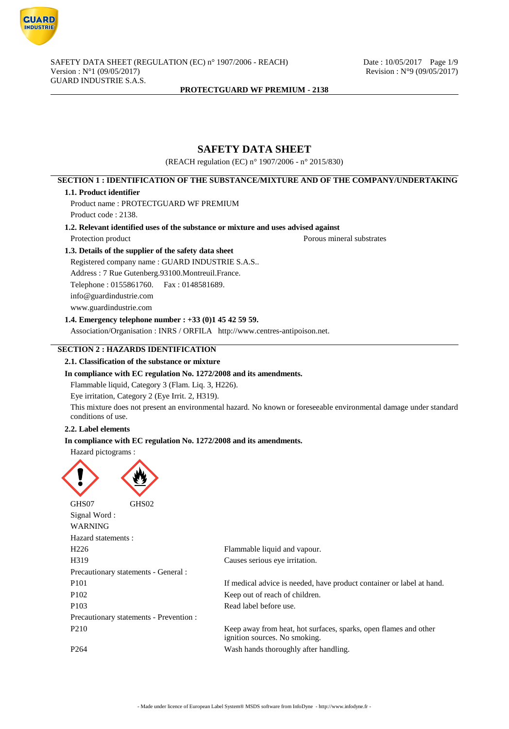# SAFETY DATA SHEET

(REACH regulation (EC) n° 1907/2006 - n° 2015/830)

## SECTION 1 : IDENTIFICATION OF THE SUBSTANCE/MIXTURE AND OF THE COMPANY/UNDERTAKING

### 1.1. Product identifier

Product name : PROTECTGUARD WF PREMIUM

Product code : 2138.

### 1.2. Relevant identified uses of the substance or mixture and uses advised against

Protection product — Porous mineral substrates

### 1.3. Details of the supplier of the safety data sheet

Registered company name : GUARD INDUSTRIE S.A.S..

Address : 7 Rue Gutenberg.93100.Montreuil.France.

Telephone : 0155861760. Fax : 0148581689.

info@guardindustrie.com

www.guardindustrie.com

### 1.4. Emergency telephone number : +33 (0)1 45 42 59 59.

Association/Organisation : INRS / ORFILA http://www.centres-antipoison.net.

## SECTION 2 : HAZARDS IDENTIFICATION

### 2.1. Classification of the substance or mixture

**In compliance with EC regulation No. 1272/2008 and its amendments.**

Flammable liquid, Category 3 (Flam. Liq. 3, H226).

Eye irritation, Category 2 (Eye Irrit. 2, H319).

This mixture does not present an environmental hazard. No known or foreseeable environmental damage under standard conditions of use.

### 2.2. Label elements

**In compliance with EC regulation No. 1272/2008 and its amendments.**

Hazard pictograms :

GHS07 GHS02

Signal Word :

WARNING

Hazard statements :

| | |
|---|---|
| H226 | Flammable liquid and vapour. |
| H319 | Causes serious eye irritation. |

Precautionary statements - General :

| | |
|---|---|
| P101 | If medical advice is needed, have product container or label at hand. |
| P102 | Keep out of reach of children. |
| P103 | Read label before use. |

Precautionary statements - Prevention :

| | |
|---|---|
| P210 | Keep away from heat, hot surfaces, sparks, open flames and other ignition sources. No smoking. |
| P264 | Wash hands thoroughly after handling. |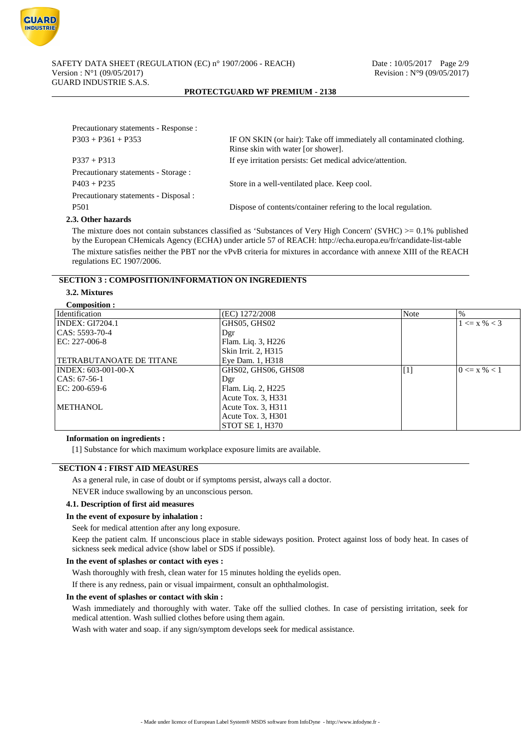Precautionary statements - Response :

| | |
|---|---|
| P303 + P361 + P353 | IF ON SKIN (or hair): Take off immediately all contaminated clothing. Rinse skin with water [or shower]. |
| P337 + P313 | If eye irritation persists: Get medical advice/attention. |

Precautionary statements - Storage :

| | |
|---|---|
| P403 + P235 | Store in a well-ventilated place. Keep cool. |

Precautionary statements - Disposal :

| | |
|---|---|
| P501 | Dispose of contents/container refering to the local regulation. |

### 2.3. Other hazards

The mixture does not contain substances classified as 'Substances of Very High Concern' (SVHC) >= 0.1% published by the European CHemicals Agency (ECHA) under article 57 of REACH: http://echa.europa.eu/fr/candidate-list-table

The mixture satisfies neither the PBT nor the vPvB criteria for mixtures in accordance with annexe XIII of the REACH regulations EC 1907/2006.

## SECTION 3 : COMPOSITION/INFORMATION ON INGREDIENTS

### 3.2. Mixtures

**Composition :**

| Identification | (EC) 1272/2008 | Note | % |
|---|---|---|---|
| INDEX: GI7204.1<br>CAS: 5593-70-4<br>EC: 227-006-8<br><br>TETRABUTANOATE DE TITANE | GHS05, GHS02<br>Dgr<br>Flam. Liq. 3, H226<br>Skin Irrit. 2, H315<br>Eye Dam. 1, H318 | | 1 <= x % < 3 |
| INDEX: 603-001-00-X<br>CAS: 67-56-1<br>EC: 200-659-6<br><br>METHANOL | GHS02, GHS06, GHS08<br>Dgr<br>Flam. Liq. 2, H225<br>Acute Tox. 3, H331<br>Acute Tox. 3, H311<br>Acute Tox. 3, H301<br>STOT SE 1, H370 | [1] | 0 <= x % < 1 |

**Information on ingredients :**

[1] Substance for which maximum workplace exposure limits are available.

## SECTION 4 : FIRST AID MEASURES

As a general rule, in case of doubt or if symptoms persist, always call a doctor.

NEVER induce swallowing by an unconscious person.

### 4.1. Description of first aid measures

**In the event of exposure by inhalation :**

Seek for medical attention after any long exposure.

Keep the patient calm. If unconscious place in stable sideways position. Protect against loss of body heat. In cases of sickness seek medical advice (show label or SDS if possible).

**In the event of splashes or contact with eyes :**

Wash thoroughly with fresh, clean water for 15 minutes holding the eyelids open.

If there is any redness, pain or visual impairment, consult an ophthalmologist.

**In the event of splashes or contact with skin :**

Wash immediately and thoroughly with water. Take off the sullied clothes. In case of persisting irritation, seek for medical attention. Wash sullied clothes before using them again.

Wash with water and soap. if any sign/symptom develops seek for medical assistance.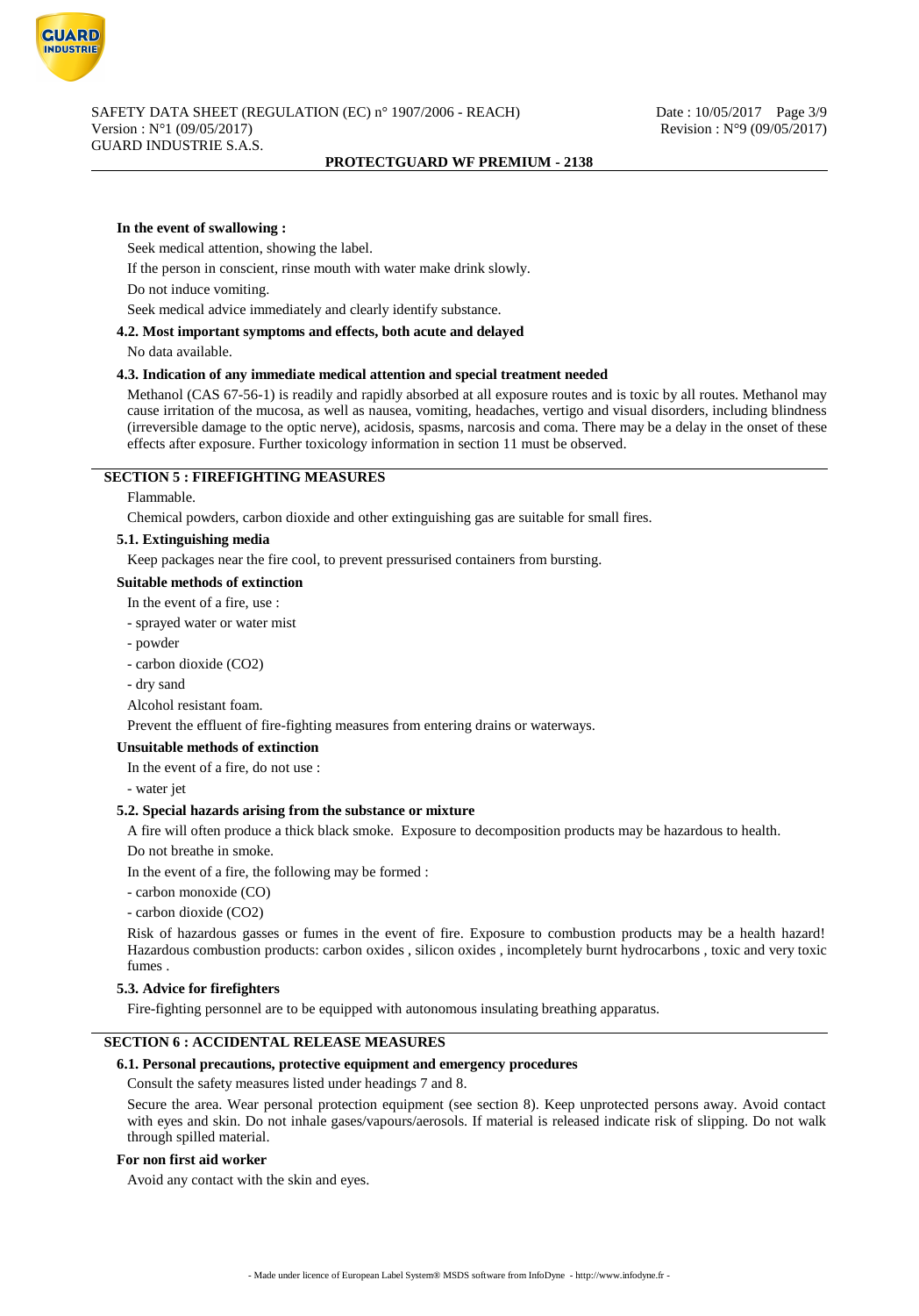**In the event of swallowing :**

Seek medical attention, showing the label.

If the person in conscient, rinse mouth with water make drink slowly.

Do not induce vomiting.

Seek medical advice immediately and clearly identify substance.

### 4.2. Most important symptoms and effects, both acute and delayed

No data available.

### 4.3. Indication of any immediate medical attention and special treatment needed

Methanol (CAS 67-56-1) is readily and rapidly absorbed at all exposure routes and is toxic by all routes. Methanol may cause irritation of the mucosa, as well as nausea, vomiting, headaches, vertigo and visual disorders, including blindness (irreversible damage to the optic nerve), acidosis, spasms, narcosis and coma. There may be a delay in the onset of these effects after exposure. Further toxicology information in section 11 must be observed.

## SECTION 5 : FIREFIGHTING MEASURES

Flammable.

Chemical powders, carbon dioxide and other extinguishing gas are suitable for small fires.

### 5.1. Extinguishing media

Keep packages near the fire cool, to prevent pressurised containers from bursting.

**Suitable methods of extinction**

In the event of a fire, use :

- sprayed water or water mist
- powder
- carbon dioxide ($CO_2$)
- dry sand

Alcohol resistant foam.

Prevent the effluent of fire-fighting measures from entering drains or waterways.

**Unsuitable methods of extinction**

In the event of a fire, do not use :

- water jet

### 5.2. Special hazards arising from the substance or mixture

A fire will often produce a thick black smoke. Exposure to decomposition products may be hazardous to health.

Do not breathe in smoke.

In the event of a fire, the following may be formed :

- carbon monoxide (CO)
- carbon dioxide ($CO_2$)

Risk of hazardous gasses or fumes in the event of fire. Exposure to combustion products may be a health hazard! Hazardous combustion products: carbon oxides , silicon oxides , incompletely burnt hydrocarbons , toxic and very toxic fumes .

### 5.3. Advice for firefighters

Fire-fighting personnel are to be equipped with autonomous insulating breathing apparatus.

## SECTION 6 : ACCIDENTAL RELEASE MEASURES

### 6.1. Personal precautions, protective equipment and emergency procedures

Consult the safety measures listed under headings 7 and 8.

Secure the area. Wear personal protection equipment (see section 8). Keep unprotected persons away. Avoid contact with eyes and skin. Do not inhale gases/vapours/aerosols. If material is released indicate risk of slipping. Do not walk through spilled material.

**For non first aid worker**

Avoid any contact with the skin and eyes.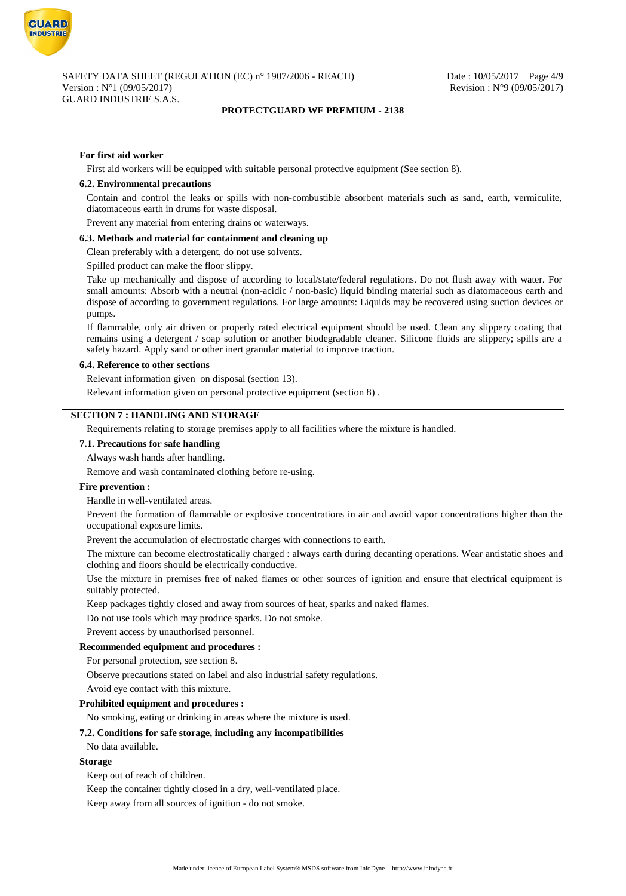#### For first aid worker

First aid workers will be equipped with suitable personal protective equipment (See section 8).

#### 6.2. Environmental precautions

Contain and control the leaks or spills with non-combustible absorbent materials such as sand, earth, vermiculite, diatomaceous earth in drums for waste disposal.

Prevent any material from entering drains or waterways.

#### 6.3. Methods and material for containment and cleaning up

Clean preferably with a detergent, do not use solvents.

Spilled product can make the floor slippy.

Take up mechanically and dispose of according to local/state/federal regulations. Do not flush away with water. For small amounts: Absorb with a neutral (non-acidic / non-basic) liquid binding material such as diatomaceous earth and dispose of according to government regulations. For large amounts: Liquids may be recovered using suction devices or pumps.

If flammable, only air driven or properly rated electrical equipment should be used. Clean any slippery coating that remains using a detergent / soap solution or another biodegradable cleaner. Silicone fluids are slippery; spills are a safety hazard. Apply sand or other inert granular material to improve traction.

#### 6.4. Reference to other sections

Relevant information given on disposal (section 13).

Relevant information given on personal protective equipment (section 8) .

## SECTION 7 : HANDLING AND STORAGE

Requirements relating to storage premises apply to all facilities where the mixture is handled.

#### 7.1. Precautions for safe handling

Always wash hands after handling.

Remove and wash contaminated clothing before re-using.

#### Fire prevention :

Handle in well-ventilated areas.

Prevent the formation of flammable or explosive concentrations in air and avoid vapor concentrations higher than the occupational exposure limits.

Prevent the accumulation of electrostatic charges with connections to earth.

The mixture can become electrostatically charged : always earth during decanting operations. Wear antistatic shoes and clothing and floors should be electrically conductive.

Use the mixture in premises free of naked flames or other sources of ignition and ensure that electrical equipment is suitably protected.

Keep packages tightly closed and away from sources of heat, sparks and naked flames.

Do not use tools which may produce sparks. Do not smoke.

Prevent access by unauthorised personnel.

#### Recommended equipment and procedures :

For personal protection, see section 8.

Observe precautions stated on label and also industrial safety regulations.

Avoid eye contact with this mixture.

#### Prohibited equipment and procedures :

No smoking, eating or drinking in areas where the mixture is used.

#### 7.2. Conditions for safe storage, including any incompatibilities

No data available.

#### Storage

Keep out of reach of children.

Keep the container tightly closed in a dry, well-ventilated place.

Keep away from all sources of ignition - do not smoke.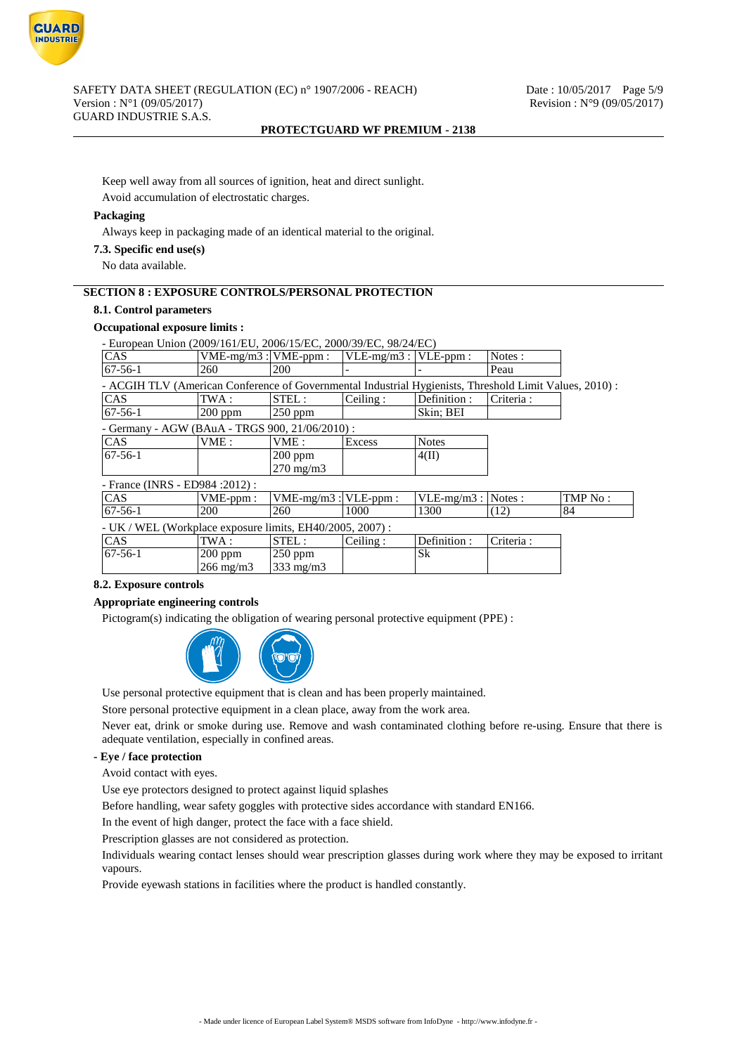Keep well away from all sources of ignition, heat and direct sunlight.

Avoid accumulation of electrostatic charges.

**Packaging**

Always keep in packaging made of an identical material to the original.

**7.3. Specific end use(s)**

No data available.

## SECTION 8 : EXPOSURE CONTROLS/PERSONAL PROTECTION

**8.1. Control parameters**

**Occupational exposure limits :**

- European Union (2009/161/EU, 2006/15/EC, 2000/39/EC, 98/24/EC)

| CAS | VME-mg/m3 : | VME-ppm : | VLE-mg/m3 : | VLE-ppm : | Notes : |
|---|---|---|---|---|---|
| 67-56-1 | 260 | 200 | - | - | Peau |

- ACGIH TLV (American Conference of Governmental Industrial Hygienists, Threshold Limit Values, 2010) :

| CAS | TWA : | STEL : | Ceiling : | Definition : | Criteria : |
|---|---|---|---|---|---|
| 67-56-1 | 200 ppm | 250 ppm | | Skin; BEI | |

- Germany - AGW (BAuA - TRGS 900, 21/06/2010) :

| CAS | VME : | VME : | Excess | Notes |
|---|---|---|---|---|
| 67-56-1 | | 200 ppm<br>270 mg/m3 | | 4(II) |

- France (INRS - ED984 :2012) :

| CAS | VME-ppm : | VME-mg/m3 : | VLE-ppm : | VLE-mg/m3 : | Notes : | TMP No : |
|---|---|---|---|---|---|---|
| 67-56-1 | 200 | 260 | 1000 | 1300 | (12) | 84 |

- UK / WEL (Workplace exposure limits, EH40/2005, 2007) :

| CAS | TWA : | STEL : | Ceiling : | Definition : | Criteria : |
|---|---|---|---|---|---|
| 67-56-1 | 200 ppm<br>266 mg/m3 | 250 ppm<br>333 mg/m3 | | Sk | |

**8.2. Exposure controls**

**Appropriate engineering controls**

Pictogram(s) indicating the obligation of wearing personal protective equipment (PPE) :

Use personal protective equipment that is clean and has been properly maintained.

Store personal protective equipment in a clean place, away from the work area.

Never eat, drink or smoke during use. Remove and wash contaminated clothing before re-using. Ensure that there is adequate ventilation, especially in confined areas.

**- Eye / face protection**

Avoid contact with eyes.

Use eye protectors designed to protect against liquid splashes

Before handling, wear safety goggles with protective sides accordance with standard EN166.

In the event of high danger, protect the face with a face shield.

Prescription glasses are not considered as protection.

Individuals wearing contact lenses should wear prescription glasses during work where they may be exposed to irritant vapours.

Provide eyewash stations in facilities where the product is handled constantly.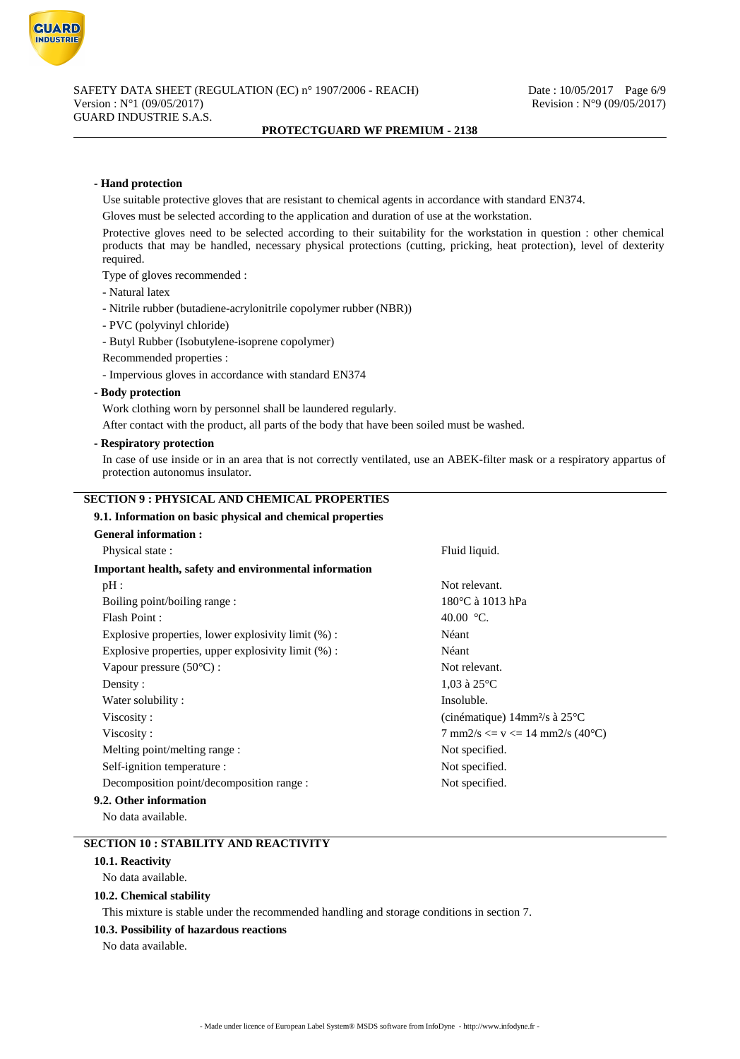**- Hand protection**

Use suitable protective gloves that are resistant to chemical agents in accordance with standard EN374.

Gloves must be selected according to the application and duration of use at the workstation.

Protective gloves need to be selected according to their suitability for the workstation in question : other chemical products that may be handled, necessary physical protections (cutting, pricking, heat protection), level of dexterity required.

Type of gloves recommended :

- Natural latex
- Nitrile rubber (butadiene-acrylonitrile copolymer rubber (NBR))
- PVC (polyvinyl chloride)
- Butyl Rubber (Isobutylene-isoprene copolymer)

Recommended properties :

- Impervious gloves in accordance with standard EN374

**- Body protection**

Work clothing worn by personnel shall be laundered regularly.

After contact with the product, all parts of the body that have been soiled must be washed.

**- Respiratory protection**

In case of use inside or in an area that is not correctly ventilated, use an ABEK-filter mask or a respiratory appartus of protection autonomus insulator.

## SECTION 9 : PHYSICAL AND CHEMICAL PROPERTIES

### 9.1. Information on basic physical and chemical properties

**General information :**

| | |
|---|---|
| Physical state : | Fluid liquid. |

**Important health, safety and environmental information**

| | |
|---|---|
| pH : | Not relevant. |
| Boiling point/boiling range : | 180°C à 1013 hPa |
| Flash Point : | 40.00 °C. |
| Explosive properties, lower explosivity limit (%) : | Néant |
| Explosive properties, upper explosivity limit (%) : | Néant |
| Vapour pressure (50°C) : | Not relevant. |
| Density : | 1,03 à 25°C |
| Water solubility : | Insoluble. |
| Viscosity : | (cinématique) 14mm²/s à 25°C |
| Viscosity : | 7 mm2/s <= v <= 14 mm2/s (40°C) |
| Melting point/melting range : | Not specified. |
| Self-ignition temperature : | Not specified. |
| Decomposition point/decomposition range : | Not specified. |

### 9.2. Other information

No data available.

## SECTION 10 : STABILITY AND REACTIVITY

### 10.1. Reactivity

No data available.

### 10.2. Chemical stability

This mixture is stable under the recommended handling and storage conditions in section 7.

### 10.3. Possibility of hazardous reactions

No data available.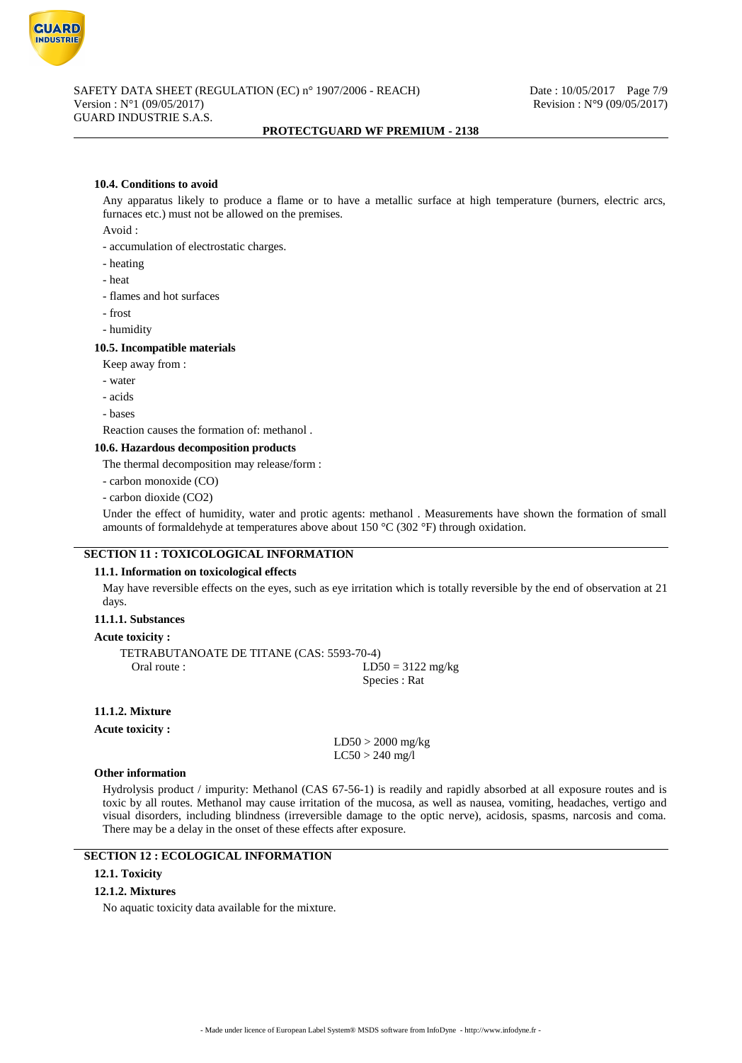#### 10.4. Conditions to avoid

Any apparatus likely to produce a flame or to have a metallic surface at high temperature (burners, electric arcs, furnaces etc.) must not be allowed on the premises.

Avoid :

- accumulation of electrostatic charges.
- heating
- heat
- flames and hot surfaces
- frost
- humidity

#### 10.5. Incompatible materials

Keep away from :

- water
- acids
- bases

Reaction causes the formation of: methanol .

#### 10.6. Hazardous decomposition products

The thermal decomposition may release/form :

- carbon monoxide (CO)
- carbon dioxide ($CO_2$)

Under the effect of humidity, water and protic agents: methanol . Measurements have shown the formation of small amounts of formaldehyde at temperatures above about 150 °C (302 °F) through oxidation.

## SECTION 11 : TOXICOLOGICAL INFORMATION

#### 11.1. Information on toxicological effects

May have reversible effects on the eyes, such as eye irritation which is totally reversible by the end of observation at 21 days.

#### 11.1.1. Substances

**Acute toxicity :**

TETRABUTANOATE DE TITANE (CAS: 5593-70-4)

| | |
|---|---|
| Oral route : | LD50 = 3122 mg/kg<br>Species : Rat |

#### 11.1.2. Mixture

**Acute toxicity :**

LD50 > 2000 mg/kg
LC50 > 240 mg/l

#### Other information

Hydrolysis product / impurity: Methanol (CAS 67-56-1) is readily and rapidly absorbed at all exposure routes and is toxic by all routes. Methanol may cause irritation of the mucosa, as well as nausea, vomiting, headaches, vertigo and visual disorders, including blindness (irreversible damage to the optic nerve), acidosis, spasms, narcosis and coma. There may be a delay in the onset of these effects after exposure.

## SECTION 12 : ECOLOGICAL INFORMATION

#### 12.1. Toxicity

#### 12.1.2. Mixtures

No aquatic toxicity data available for the mixture.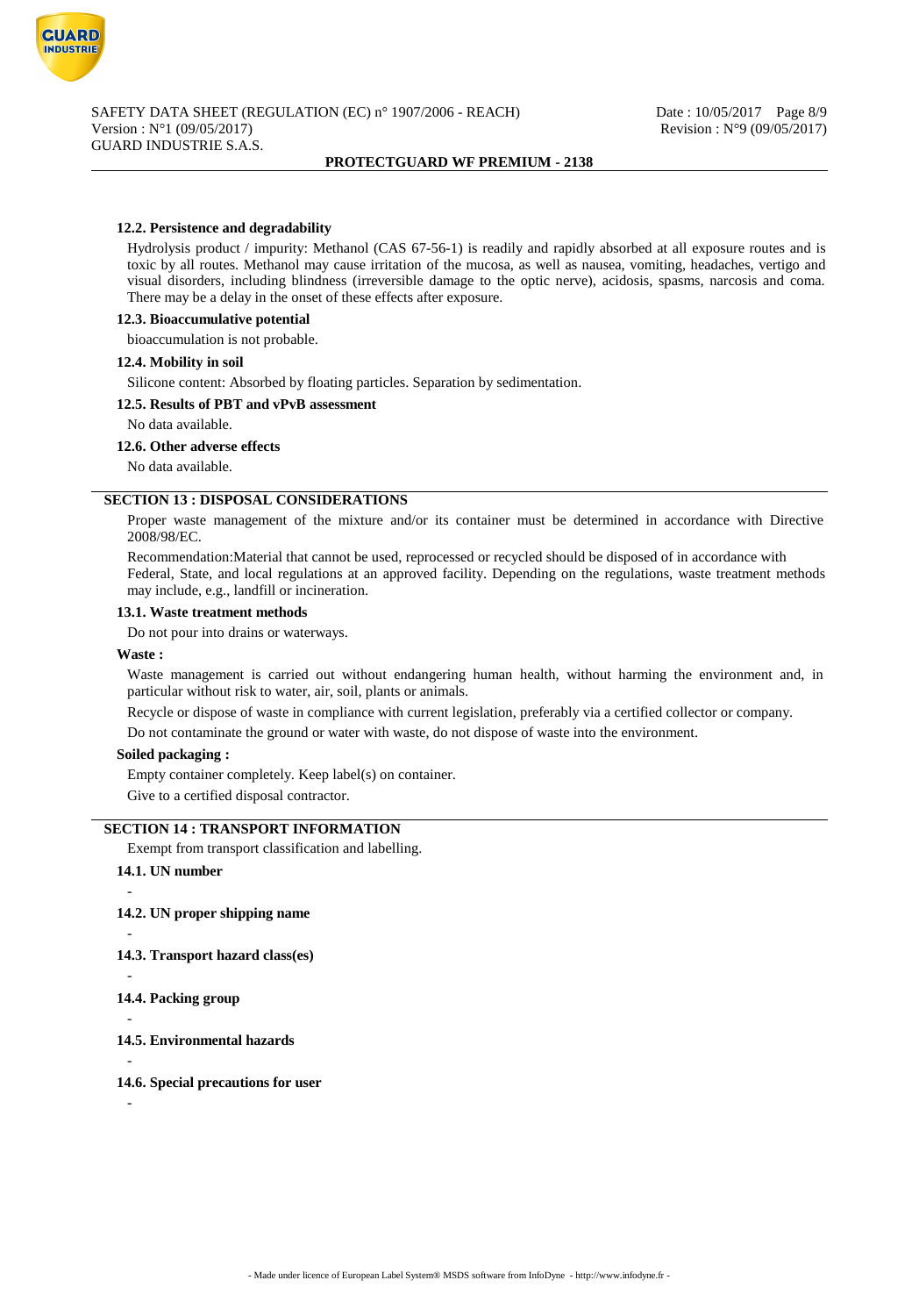#### 12.2. Persistence and degradability

Hydrolysis product / impurity: Methanol (CAS 67-56-1) is readily and rapidly absorbed at all exposure routes and is toxic by all routes. Methanol may cause irritation of the mucosa, as well as nausea, vomiting, headaches, vertigo and visual disorders, including blindness (irreversible damage to the optic nerve), acidosis, spasms, narcosis and coma. There may be a delay in the onset of these effects after exposure.

#### 12.3. Bioaccumulative potential

bioaccumulation is not probable.

#### 12.4. Mobility in soil

Silicone content: Absorbed by floating particles. Separation by sedimentation.

#### 12.5. Results of PBT and vPvB assessment

No data available.

#### 12.6. Other adverse effects

No data available.

## SECTION 13 : DISPOSAL CONSIDERATIONS

Proper waste management of the mixture and/or its container must be determined in accordance with Directive 2008/98/EC.

Recommendation:Material that cannot be used, reprocessed or recycled should be disposed of in accordance with Federal, State, and local regulations at an approved facility. Depending on the regulations, waste treatment methods may include, e.g., landfill or incineration.

#### 13.1. Waste treatment methods

Do not pour into drains or waterways.

**Waste :**

Waste management is carried out without endangering human health, without harming the environment and, in particular without risk to water, air, soil, plants or animals.

Recycle or dispose of waste in compliance with current legislation, preferably via a certified collector or company.

Do not contaminate the ground or water with waste, do not dispose of waste into the environment.

**Soiled packaging :**

Empty container completely. Keep label(s) on container.

Give to a certified disposal contractor.

## SECTION 14 : TRANSPORT INFORMATION

Exempt from transport classification and labelling.

#### 14.1. UN number

-

#### 14.2. UN proper shipping name

-

#### 14.3. Transport hazard class(es)

-

#### 14.4. Packing group

-

#### 14.5. Environmental hazards

-

#### 14.6. Special precautions for user

-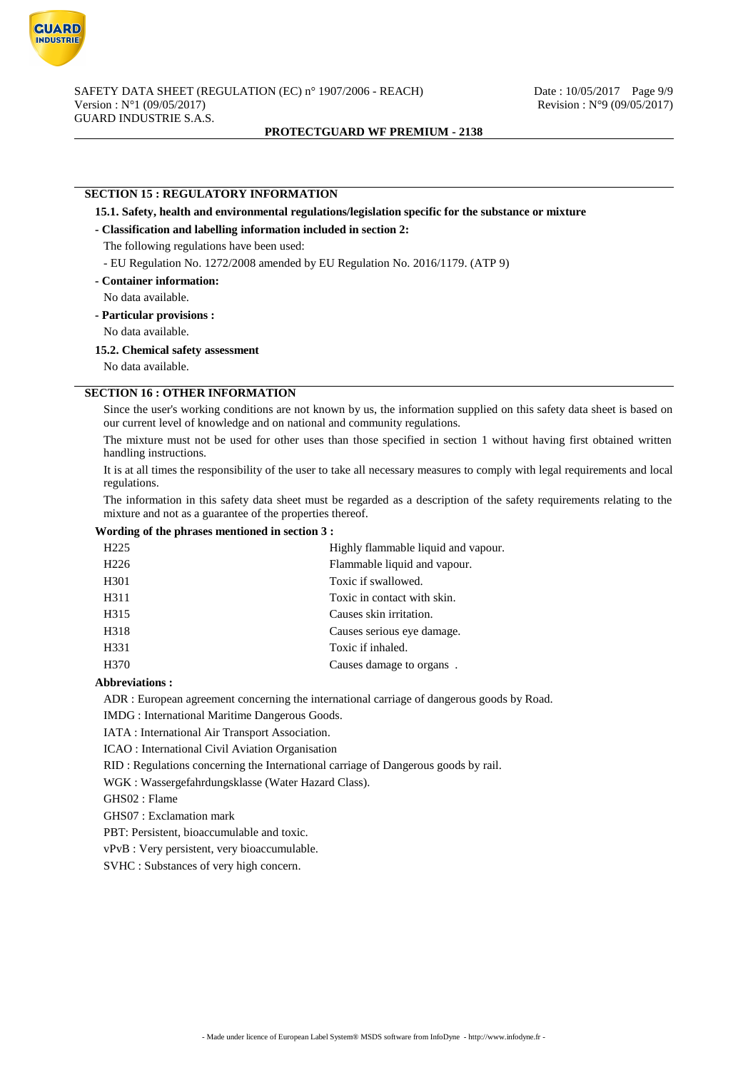## SECTION 15 : REGULATORY INFORMATION

### 15.1. Safety, health and environmental regulations/legislation specific for the substance or mixture

**- Classification and labelling information included in section 2:**

The following regulations have been used:

- EU Regulation No. 1272/2008 amended by EU Regulation No. 2016/1179. (ATP 9)

**- Container information:**

No data available.

**- Particular provisions :**

No data available.

### 15.2. Chemical safety assessment

No data available.

## SECTION 16 : OTHER INFORMATION

Since the user's working conditions are not known by us, the information supplied on this safety data sheet is based on our current level of knowledge and on national and community regulations.

The mixture must not be used for other uses than those specified in section 1 without having first obtained written handling instructions.

It is at all times the responsibility of the user to take all necessary measures to comply with legal requirements and local regulations.

The information in this safety data sheet must be regarded as a description of the safety requirements relating to the mixture and not as a guarantee of the properties thereof.

**Wording of the phrases mentioned in section 3 :**

| | |
|---|---|
| H225 | Highly flammable liquid and vapour. |
| H226 | Flammable liquid and vapour. |
| H301 | Toxic if swallowed. |
| H311 | Toxic in contact with skin. |
| H315 | Causes skin irritation. |
| H318 | Causes serious eye damage. |
| H331 | Toxic if inhaled. |
| H370 | Causes damage to organs . |

**Abbreviations :**

ADR : European agreement concerning the international carriage of dangerous goods by Road.

IMDG : International Maritime Dangerous Goods.

IATA : International Air Transport Association.

ICAO : International Civil Aviation Organisation

RID : Regulations concerning the International carriage of Dangerous goods by rail.

WGK : Wassergefahrdungsklasse (Water Hazard Class).

GHS02 : Flame

GHS07 : Exclamation mark

PBT: Persistent, bioaccumulable and toxic.

vPvB : Very persistent, very bioaccumulable.

SVHC : Substances of very high concern.